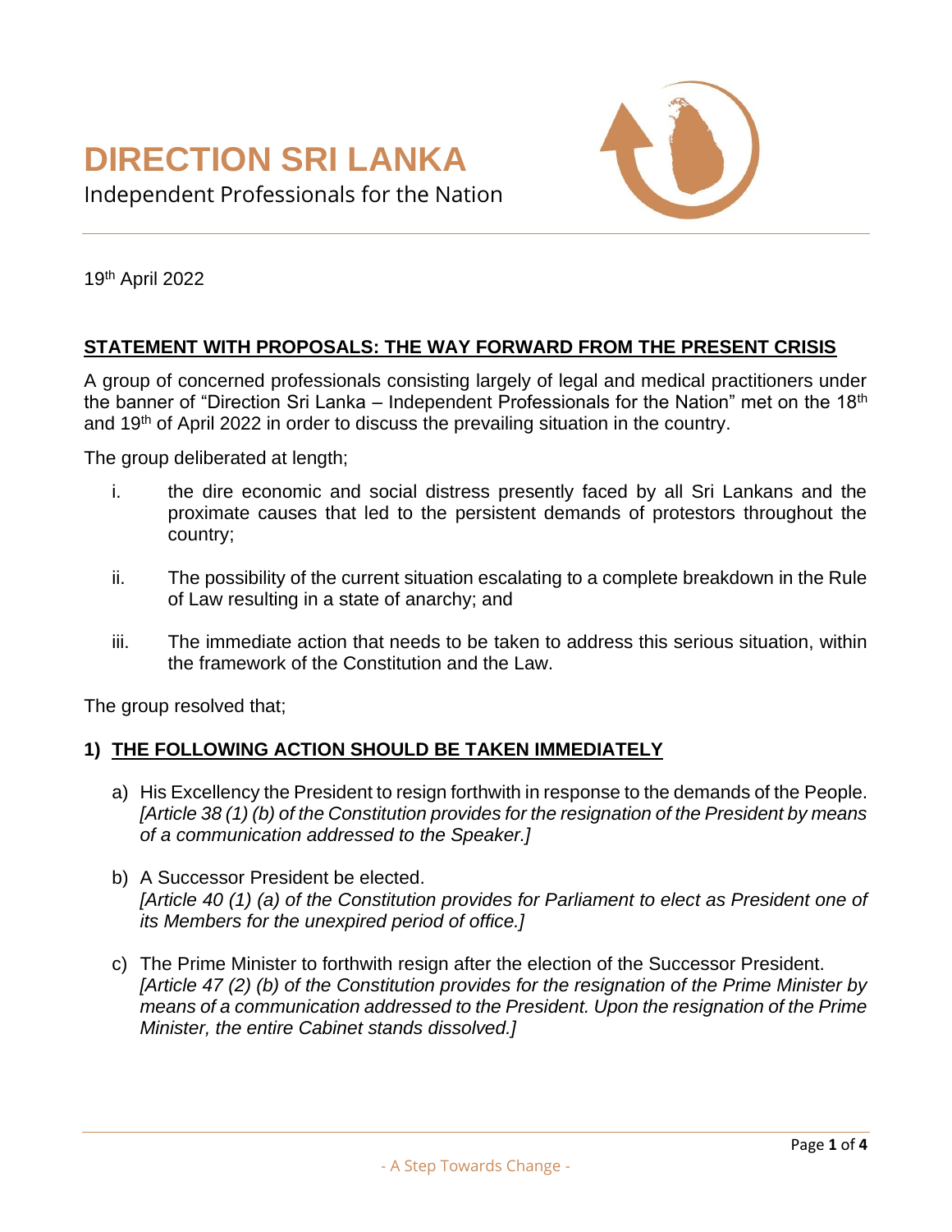# DIRECTION SRI LANKA

Independent Professionals for the Nation

19th April 2022

## STATEMENT WITH PROPOSALS: THE WAY FORWARD FROM THE PRESENT CRISIS

A group of concerned professionals consisting largely of legal and medical practitioners under the banner of "Direction Sri Lanka – Independent Professionals for the Nation" met on the 18th and 19th of April 2022 in order to discuss the prevailing situation in the country.

The group deliberated at length;

i. the dire economic and social distress presently faced by all Sri Lankans and the proximate causes that led to the persistent demands of protestors throughout the country;

ii. The possibility of the current situation escalating to a complete breakdown in the Rule of Law resulting in a state of anarchy; and

iii. The immediate action that needs to be taken to address this serious situation, within the framework of the Constitution and the Law.

The group resolved that;

### 1) THE FOLLOWING ACTION SHOULD BE TAKEN IMMEDIATELY

a) His Excellency the President to resign forthwith in response to the demands of the People. *[Article 38 (1) (b) of the Constitution provides for the resignation of the President by means of a communication addressed to the Speaker.]*

b) A Successor President be elected. *[Article 40 (1) (a) of the Constitution provides for Parliament to elect as President one of its Members for the unexpired period of office.]*

c) The Prime Minister to forthwith resign after the election of the Successor President. *[Article 47 (2) (b) of the Constitution provides for the resignation of the Prime Minister by means of a communication addressed to the President. Upon the resignation of the Prime Minister, the entire Cabinet stands dissolved.]*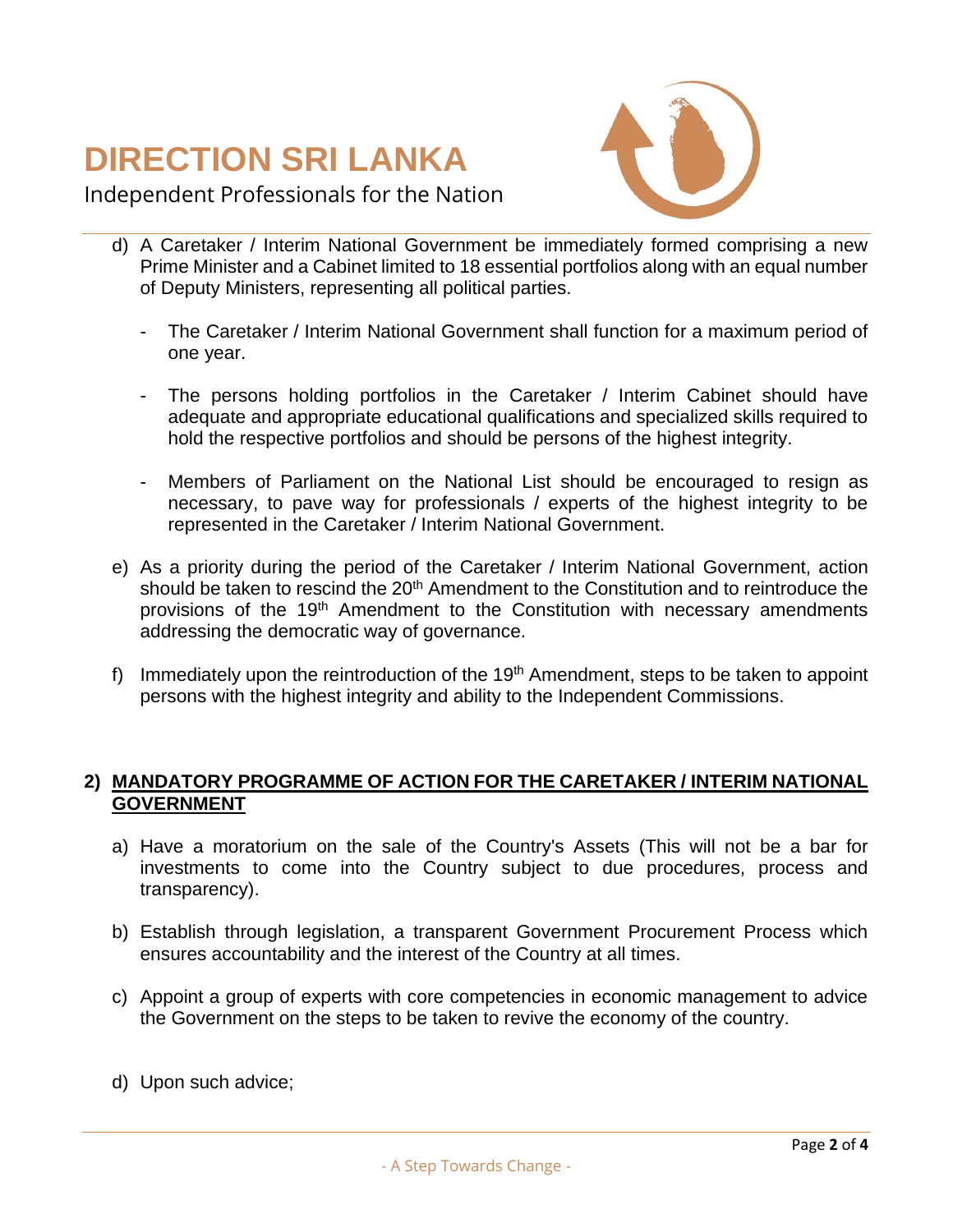d) A Caretaker / Interim National Government be immediately formed comprising a new Prime Minister and a Cabinet limited to 18 essential portfolios along with an equal number of Deputy Ministers, representing all political parties.

   - The Caretaker / Interim National Government shall function for a maximum period of one year.

   - The persons holding portfolios in the Caretaker / Interim Cabinet should have adequate and appropriate educational qualifications and specialized skills required to hold the respective portfolios and should be persons of the highest integrity.

   - Members of Parliament on the National List should be encouraged to resign as necessary, to pave way for professionals / experts of the highest integrity to be represented in the Caretaker / Interim National Government.

e) As a priority during the period of the Caretaker / Interim National Government, action should be taken to rescind the 20th Amendment to the Constitution and to reintroduce the provisions of the 19th Amendment to the Constitution with necessary amendments addressing the democratic way of governance.

f) Immediately upon the reintroduction of the 19th Amendment, steps to be taken to appoint persons with the highest integrity and ability to the Independent Commissions.

## 2) MANDATORY PROGRAMME OF ACTION FOR THE CARETAKER / INTERIM NATIONAL GOVERNMENT

a) Have a moratorium on the sale of the Country's Assets (This will not be a bar for investments to come into the Country subject to due procedures, process and transparency).

b) Establish through legislation, a transparent Government Procurement Process which ensures accountability and the interest of the Country at all times.

c) Appoint a group of experts with core competencies in economic management to advice the Government on the steps to be taken to revive the economy of the country.

d) Upon such advice;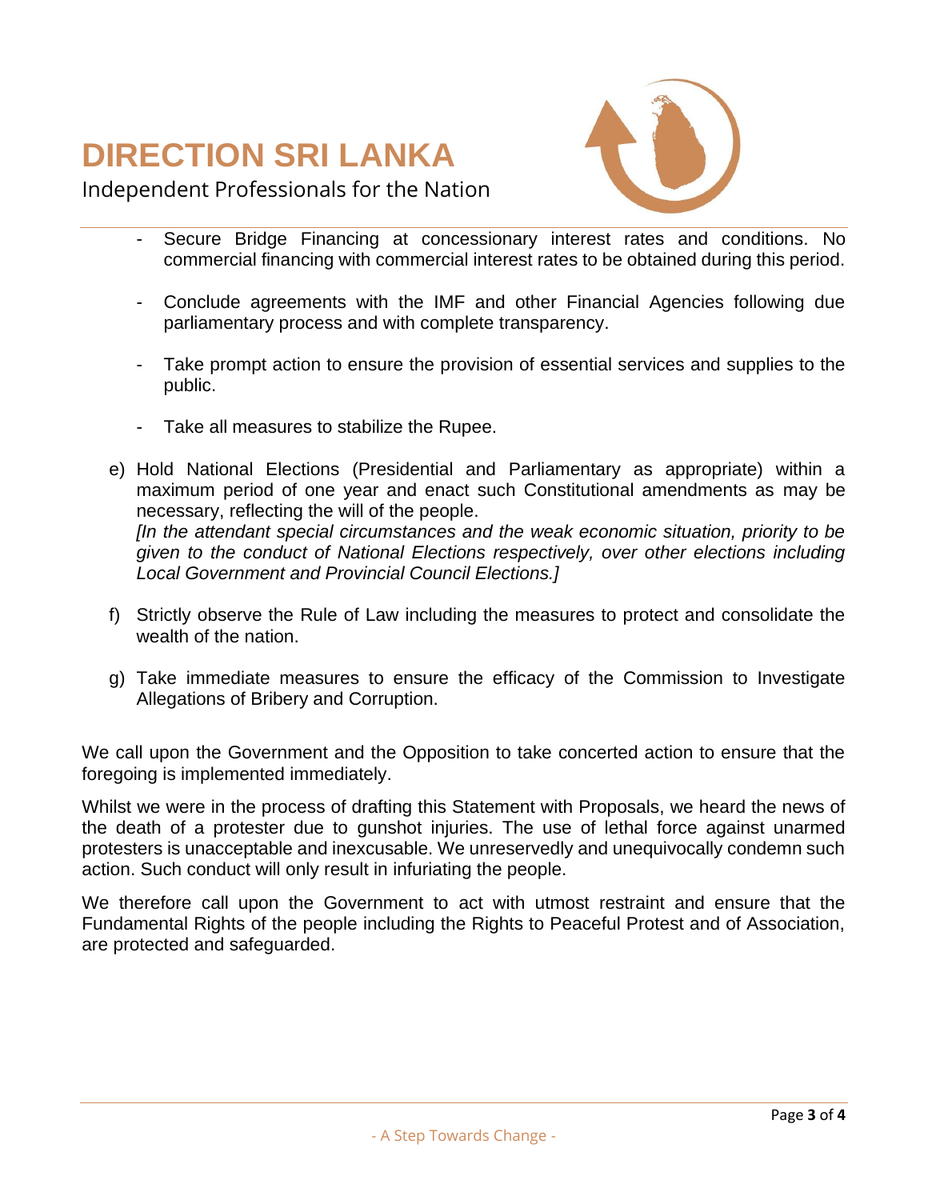- Secure Bridge Financing at concessionary interest rates and conditions. No commercial financing with commercial interest rates to be obtained during this period.

- Conclude agreements with the IMF and other Financial Agencies following due parliamentary process and with complete transparency.

- Take prompt action to ensure the provision of essential services and supplies to the public.

- Take all measures to stabilize the Rupee.

e) Hold National Elections (Presidential and Parliamentary as appropriate) within a maximum period of one year and enact such Constitutional amendments as may be necessary, reflecting the will of the people.
*[In the attendant special circumstances and the weak economic situation, priority to be given to the conduct of National Elections respectively, over other elections including Local Government and Provincial Council Elections.]*

f) Strictly observe the Rule of Law including the measures to protect and consolidate the wealth of the nation.

g) Take immediate measures to ensure the efficacy of the Commission to Investigate Allegations of Bribery and Corruption.

We call upon the Government and the Opposition to take concerted action to ensure that the foregoing is implemented immediately.

Whilst we were in the process of drafting this Statement with Proposals, we heard the news of the death of a protester due to gunshot injuries. The use of lethal force against unarmed protesters is unacceptable and inexcusable. We unreservedly and unequivocally condemn such action. Such conduct will only result in infuriating the people.

We therefore call upon the Government to act with utmost restraint and ensure that the Fundamental Rights of the people including the Rights to Peaceful Protest and of Association, are protected and safeguarded.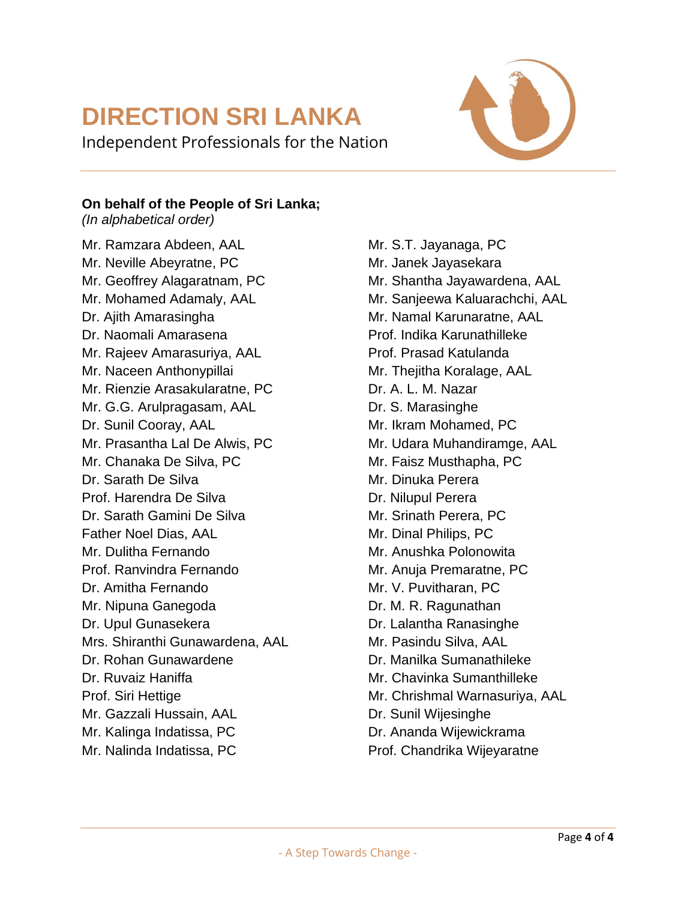# DIRECTION SRI LANKA

Independent Professionals for the Nation

**On behalf of the People of Sri Lanka;**
*(In alphabetical order)*

Mr. Ramzara Abdeen, AAL
Mr. Neville Abeyratne, PC
Mr. Geoffrey Alagaratnam, PC
Mr. Mohamed Adamaly, AAL
Dr. Ajith Amarasingha
Dr. Naomali Amarasena
Mr. Rajeev Amarasuriya, AAL
Mr. Naceen Anthonypillai
Mr. Rienzie Arasakularatne, PC
Mr. G.G. Arulpragasam, AAL
Dr. Sunil Cooray, AAL
Mr. Prasantha Lal De Alwis, PC
Mr. Chanaka De Silva, PC
Dr. Sarath De Silva
Prof. Harendra De Silva
Dr. Sarath Gamini De Silva
Father Noel Dias, AAL
Mr. Dulitha Fernando
Prof. Ranvindra Fernando
Dr. Amitha Fernando
Mr. Nipuna Ganegoda
Dr. Upul Gunasekera
Mrs. Shiranthi Gunawardena, AAL
Dr. Rohan Gunawardene
Dr. Ruvaiz Haniffa
Prof. Siri Hettige
Mr. Gazzali Hussain, AAL
Mr. Kalinga Indatissa, PC
Mr. Nalinda Indatissa, PC
Mr. S.T. Jayanaga, PC
Mr. Janek Jayasekara
Mr. Shantha Jayawardena, AAL
Mr. Sanjeewa Kaluarachchi, AAL
Mr. Namal Karunaratne, AAL
Prof. Indika Karunathilleke
Prof. Prasad Katulanda
Mr. Thejitha Koralage, AAL
Dr. A. L. M. Nazar
Dr. S. Marasinghe
Mr. Ikram Mohamed, PC
Mr. Udara Muhandiramge, AAL
Mr. Faisz Musthapha, PC
Mr. Dinuka Perera
Dr. Nilupul Perera
Mr. Srinath Perera, PC
Mr. Dinal Philips, PC
Mr. Anushka Polonowita
Mr. Anuja Premaratne, PC
Mr. V. Puvitharan, PC
Dr. M. R. Ragunathan
Dr. Lalantha Ranasinghe
Mr. Pasindu Silva, AAL
Dr. Manilka Sumanathileke
Mr. Chavinka Sumanthilleke
Mr. Chrishmal Warnasuriya, AAL
Dr. Sunil Wijesinghe
Dr. Ananda Wijewickrama
Prof. Chandrika Wijeyaratne

- A Step Towards Change -